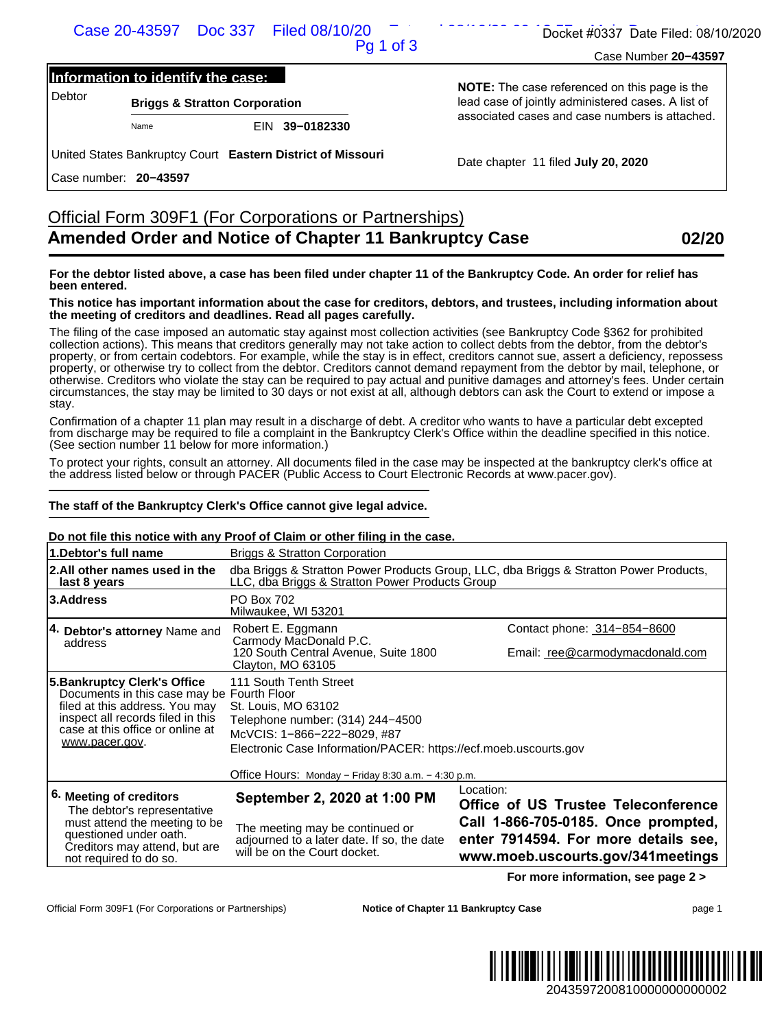**Information to identify the case:**

| | | |
|---|---|---|
| Debtor | **Briggs & Stratton Corporation** | EIN **39−0182330** |
| | Name | |

United States Bankruptcy Court **Eastern District of Missouri**

Case number: **20−43597**

**NOTE:** The case referenced on this page is the lead case of jointly administered cases. A list of associated cases and case numbers is attached.

Date chapter 11 filed **July 20, 2020**

# Official Form 309F1 (For Corporations or Partnerships)
## Amended Order and Notice of Chapter 11 Bankruptcy Case — 02/20

**For the debtor listed above, a case has been filed under chapter 11 of the Bankruptcy Code. An order for relief has been entered.**

**This notice has important information about the case for creditors, debtors, and trustees, including information about the meeting of creditors and deadlines. Read all pages carefully.**

The filing of the case imposed an automatic stay against most collection activities (see Bankruptcy Code §362 for prohibited collection actions). This means that creditors generally may not take action to collect debts from the debtor, from the debtor's property, or from certain codebtors. For example, while the stay is in effect, creditors cannot sue, assert a deficiency, repossess property, or otherwise try to collect from the debtor. Creditors cannot demand repayment from the debtor by mail, telephone, or otherwise. Creditors who violate the stay can be required to pay actual and punitive damages and attorney's fees. Under certain circumstances, the stay may be limited to 30 days or not exist at all, although debtors can ask the Court to extend or impose a stay.

Confirmation of a chapter 11 plan may result in a discharge of debt. A creditor who wants to have a particular debt excepted from discharge may be required to file a complaint in the Bankruptcy Clerk's Office within the deadline specified in this notice. (See section number 11 below for more information.)

To protect your rights, consult an attorney. All documents filed in the case may be inspected at the bankruptcy clerk's office at the address listed below or through PACER (Public Access to Court Electronic Records at www.pacer.gov).

**The staff of the Bankruptcy Clerk's Office cannot give legal advice.**

**Do not file this notice with any Proof of Claim or other filing in the case.**

| | | |
|---|---|---|
| **1.Debtor's full name** | Briggs & Stratton Corporation | |
| **2.All other names used in the last 8 years** | dba Briggs & Stratton Power Products Group, LLC, dba Briggs & Stratton Power Products, LLC, dba Briggs & Stratton Power Products Group | |
| **3.Address** | PO Box 702<br>Milwaukee, WI 53201 | |
| **4. Debtor's attorney** Name and address | Robert E. Eggmann<br>Carmody MacDonald P.C.<br>120 South Central Avenue, Suite 1800<br>Clayton, MO 63105 | Contact phone: 314−854−8600<br>Email: ree@carmodymacdonald.com |
| **5.Bankruptcy Clerk's Office** Documents in this case may be filed at this address. You may inspect all records filed in this case at this office or online at www.pacer.gov. | 111 South Tenth Street<br>Fourth Floor<br>St. Louis, MO 63102<br>Telephone number: (314) 244−4500<br>McVCIS: 1−866−222−8029, #87<br>Electronic Case Information/PACER: https://ecf.moeb.uscourts.gov<br><br>Office Hours: Monday − Friday 8:30 a.m. − 4:30 p.m. | |
| **6. Meeting of creditors** The debtor's representative must attend the meeting to be questioned under oath. Creditors may attend, but are not required to do so. | **September 2, 2020 at 1:00 PM**<br><br>The meeting may be continued or adjourned to a later date. If so, the date will be on the Court docket. | Location:<br>**Office of US Trustee Teleconference Call 1-866-705-0185. Once prompted, enter 7914594. For more details see, www.moeb.uscourts.gov/341meetings** |

**For more information, see page 2 >**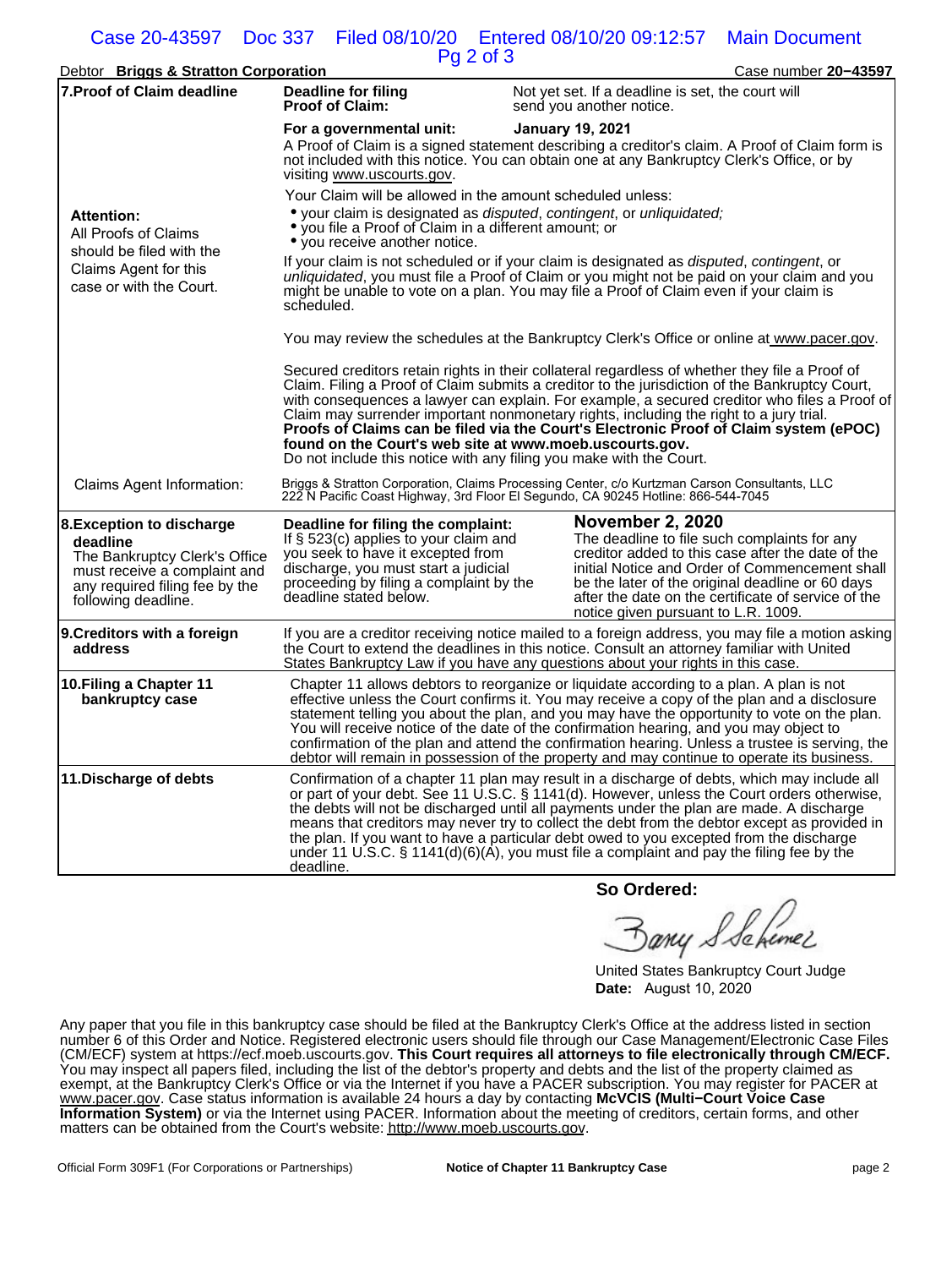Debtor **Briggs & Stratton Corporation** Case number **20−43597**

| | | |
|---|---|---|
| **7.Proof of Claim deadline** | **Deadline for filing Proof of Claim:** | Not yet set. If a deadline is set, the court will send you another notice. |
| | **For a governmental unit:** | **January 19, 2021** |

A Proof of Claim is a signed statement describing a creditor's claim. A Proof of Claim form is not included with this notice. You can obtain one at any Bankruptcy Clerk's Office, or by visiting www.uscourts.gov.

**Attention:**
All Proofs of Claims should be filed with the Claims Agent for this case or with the Court.

Your Claim will be allowed in the amount scheduled unless:

- your claim is designated as *disputed*, *contingent*, or *unliquidated;*
- you file a Proof of Claim in a different amount; or
- you receive another notice.

If your claim is not scheduled or if your claim is designated as *disputed*, *contingent*, or *unliquidated*, you must file a Proof of Claim or you might not be paid on your claim and you might be unable to vote on a plan. You may file a Proof of Claim even if your claim is scheduled.

You may review the schedules at the Bankruptcy Clerk's Office or online at www.pacer.gov.

Secured creditors retain rights in their collateral regardless of whether they file a Proof of Claim. Filing a Proof of Claim submits a creditor to the jurisdiction of the Bankruptcy Court, with consequences a lawyer can explain. For example, a secured creditor who files a Proof of Claim may surrender important nonmonetary rights, including the right to a jury trial.
**Proofs of Claims can be filed via the Court's Electronic Proof of Claim system (ePOC) found on the Court's web site at www.moeb.uscourts.gov.**
Do not include this notice with any filing you make with the Court.

Claims Agent Information: Briggs & Stratton Corporation, Claims Processing Center, c/o Kurtzman Carson Consultants, LLC 222 N Pacific Coast Highway, 3rd Floor El Segundo, CA 90245 Hotline: 866-544-7045

| | | |
|---|---|---|
| **8.Exception to discharge deadline** The Bankruptcy Clerk's Office must receive a complaint and any required filing fee by the following deadline. | **Deadline for filing the complaint:** If § 523(c) applies to your claim and you seek to have it excepted from discharge, you must start a judicial proceeding by filing a complaint by the deadline stated below. | **November 2, 2020** The deadline to file such complaints for any creditor added to this case after the date of the initial Notice and Order of Commencement shall be the later of the original deadline or 60 days after the date on the certificate of service of the notice given pursuant to L.R. 1009. |
| **9.Creditors with a foreign address** | If you are a creditor receiving notice mailed to a foreign address, you may file a motion asking the Court to extend the deadlines in this notice. Consult an attorney familiar with United States Bankruptcy Law if you have any questions about your rights in this case. | |
| **10.Filing a Chapter 11 bankruptcy case** | Chapter 11 allows debtors to reorganize or liquidate according to a plan. A plan is not effective unless the Court confirms it. You may receive a copy of the plan and a disclosure statement telling you about the plan, and you may have the opportunity to vote on the plan. You will receive notice of the date of the confirmation hearing, and you may object to confirmation of the plan and attend the confirmation hearing. Unless a trustee is serving, the debtor will remain in possession of the property and may continue to operate its business. | |
| **11.Discharge of debts** | Confirmation of a chapter 11 plan may result in a discharge of debts, which may include all or part of your debt. See 11 U.S.C. § 1141(d). However, unless the Court orders otherwise, the debts will not be discharged until all payments under the plan are made. A discharge means that creditors may never try to collect the debt from the debtor except as provided in the plan. If you want to have a particular debt owed to you excepted from the discharge under 11 U.S.C. § 1141(d)(6)(A), you must file a complaint and pay the filing fee by the deadline. | |

**So Ordered:**

United States Bankruptcy Court Judge
**Date:** August 10, 2020

Any paper that you file in this bankruptcy case should be filed at the Bankruptcy Clerk's Office at the address listed in section number 6 of this Order and Notice. Registered electronic users should file through our Case Management/Electronic Case Files (CM/ECF) system at https://ecf.moeb.uscourts.gov. **This Court requires all attorneys to file electronically through CM/ECF.** You may inspect all papers filed, including the list of the debtor's property and debts and the list of the property claimed as exempt, at the Bankruptcy Clerk's Office or via the Internet if you have a PACER subscription. You may register for PACER at www.pacer.gov. Case status information is available 24 hours a day by contacting **McVCIS (Multi−Court Voice Case Information System)** or via the Internet using PACER. Information about the meeting of creditors, certain forms, and other matters can be obtained from the Court's website: http://www.moeb.uscourts.gov.

Official Form 309F1 (For Corporations or Partnerships) **Notice of Chapter 11 Bankruptcy Case**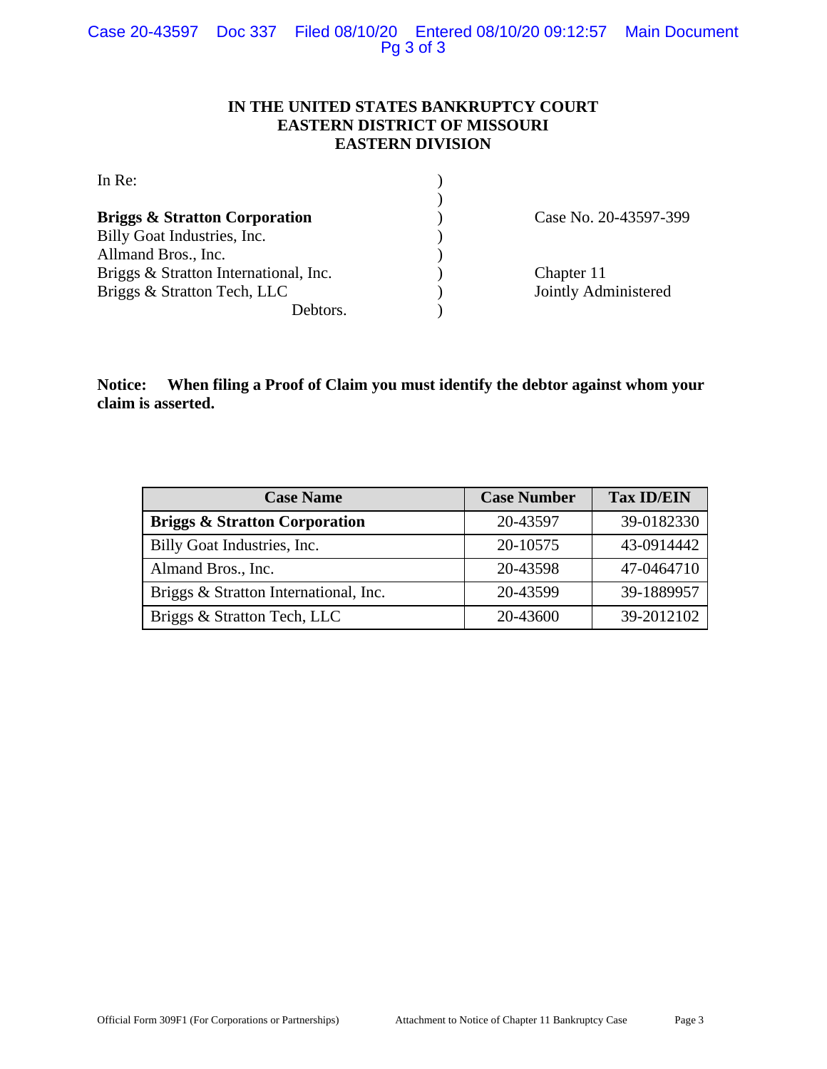**IN THE UNITED STATES BANKRUPTCY COURT**
**EASTERN DISTRICT OF MISSOURI**
**EASTERN DIVISION**

| | | |
|---|---|---|
| In Re: | ) | |
| | ) | |
| **Briggs & Stratton Corporation** | ) | Case No. 20-43597-399 |
| Billy Goat Industries, Inc. | ) | |
| Allmand Bros., Inc. | ) | |
| Briggs & Stratton International, Inc. | ) | Chapter 11 |
| Briggs & Stratton Tech, LLC | ) | Jointly Administered |
| Debtors. | ) | |

**Notice: When filing a Proof of Claim you must identify the debtor against whom your claim is asserted.**

| Case Name | Case Number | Tax ID/EIN |
|---|---|---|
| **Briggs & Stratton Corporation** | 20-43597 | 39-0182330 |
| Billy Goat Industries, Inc. | 20-10575 | 43-0914442 |
| Almand Bros., Inc. | 20-43598 | 47-0464710 |
| Briggs & Stratton International, Inc. | 20-43599 | 39-1889957 |
| Briggs & Stratton Tech, LLC | 20-43600 | 39-2012102 |

Official Form 309F1 (For Corporations or Partnerships) Attachment to Notice of Chapter 11 Bankruptcy Case